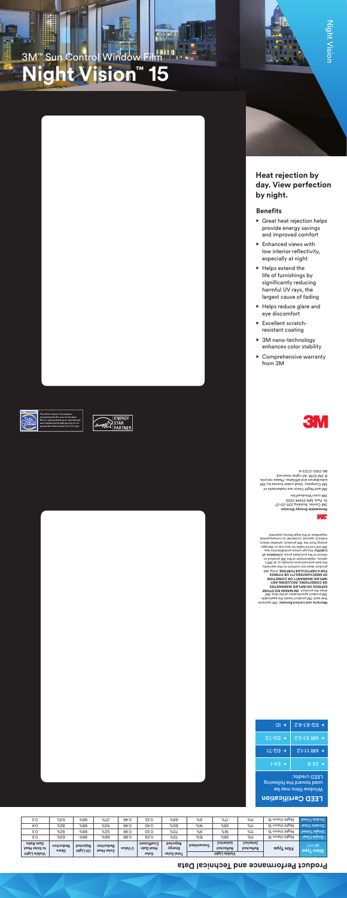# 3M™ Sun Control Window Film

# Night Vision™ 15

Night Vision

## Heat rejection by day. View perfection by night.

### Benefits

- Great heat rejection helps provide energy savings and improved comfort
- Enhanced views with low interior reflectivity, especially at night
- Helps extend the life of furnishings by significantly reducing harmful UV rays, the largest cause of fading
- Helps reduce glare and eye discomfort
- Excellent scratch-resistant coating
- 3M nano-technology enhances color stability
- Comprehensive warranty from 3M

The Skin Cancer Foundation recommends the use of window film in automobiles and commercial and residential buildings due to its properties that screen out UV rays.

ENERGY STAR PARTNER

**Warranty and Limited Remedy:** 3M warrants that each 3M product meets the applicable 3M product specification at the time 3M ships the product. **3M MAKES NO OTHER EXPRESS OR IMPLIED WARRANTIES OR CONDITIONS, INCLUDING ANY IMPLIED WARRANTY OR CONDITION OF MERCHANTABILITY OR FITNESS FOR A PARTICULAR PURPOSE.** If the 3M product does not conform to this warranty, the sole and exclusive remedy is, at 3M's option, replacement of the 3M product or refund of the purchase price. **Limitation of Liability:** Except where prohibited by law, 3M will not be liable for any loss or damage arising from the 3M product, whether direct, indirect, special, incidental or consequential, regardless of the legal theory asserted.

**3M**

**Renewable Energy Division**
3M Center, Building 235-2S-27
St. Paul, MN 55144-1000
3M.com/windowfilm

3M and Night Vision are trademarks of 3M Company. Used under license by 3M subsidiaries and affiliates. Please recycle.
© 3M 2016. All rights reserved.
98-0150-0725-4

## LEED Certification

Window films may be used toward the following LEED credits:

- SS-6
- EA-1
- MR 1.1-1.2
- EQ-1.2
- MR 1.5-1.6
- EQ-2.2
- EQ-8.1-8.2
- ID

## Product Performance and Technical Data

| Glass Type (1/4 in) | Film Type | Visible Light Reflected (interior) | Visible Light Reflected (exterior) | Visible Light Transmitted | Total Solar Energy Rejected | Solar Heat Gain Coefficient | U Value | Solar Heat Reduction | UV Light Rejected | Glare Reduction | Visible Light to Solar Heat Gain Ratio |
|---|---|---|---|---|---|---|---|---|---|---|---|
| Single Clear | Night Vision 15 | 11% | 38% | 8% | 72% | 0.28 | 0.96 | 66% | 99% | 83% | 0.3 |
| Single Tinted | Night Vision 15 | 11% | 18% | 6% | 70% | 0.30 | 0.98 | 52% | 99% | 82% | 0.3 |
| Double Clear | Night Vision 15 | 11% | 39% | 7% | 60% | 0.40 | 0.46 | 43% | 99% | 82% | 0.4 |
| Double Tinted | Night Vision 15 | 11% | 17% | 5% | 68% | 0.32 | 0.46 | 37% | 99% | 83% | 0.3 |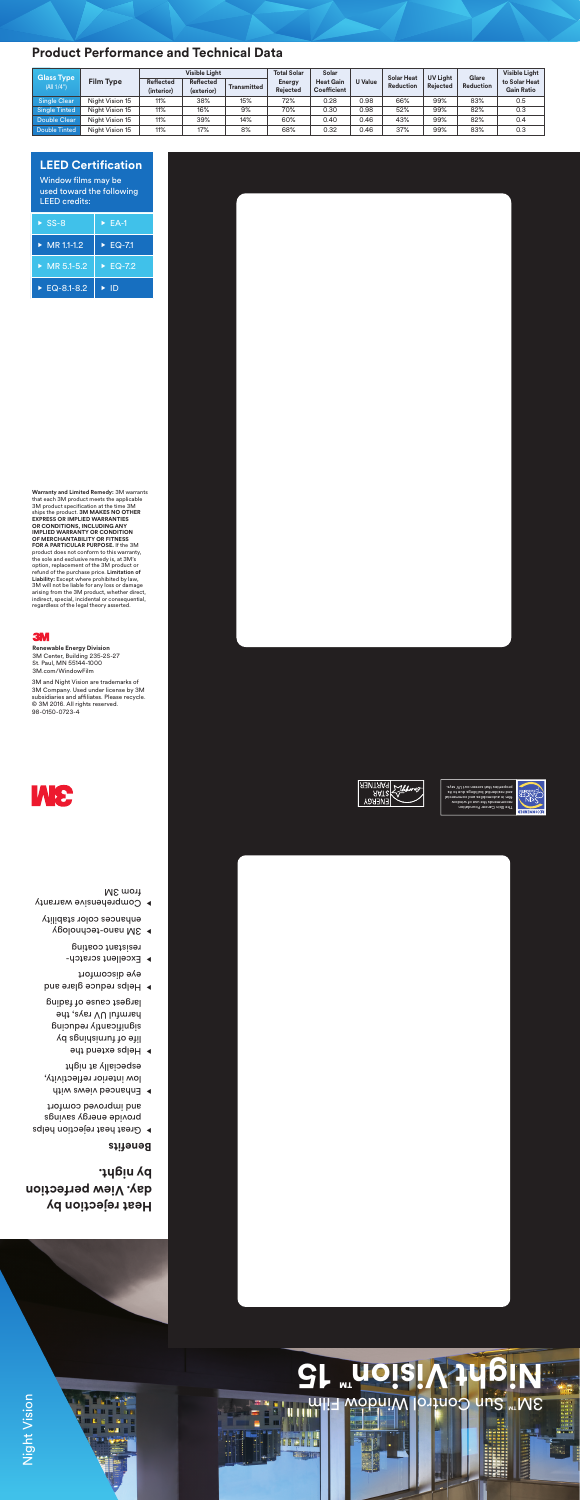## Product Performance and Technical Data

| Glass Type (All 1/4") | Film Type | Visible Light | | | Total Solar | Solar | U Value | Solar Heat Reduction | UV Light Rejected | Glare Reduction | Visible Light to Solar Heat Gain Ratio |
|---|---|---|---|---|---|---|---|---|---|---|---|
| | | Reflected (interior) | Reflected (exterior) | Transmitted | Energy Rejected | Heat Gain Coefficient | | | | | |
| Single Clear | Night Vision 15 | 11% | 38% | 15% | 72% | 0.28 | 0.98 | 66% | 99% | 83% | 0.5 |
| Single Tinted | Night Vision 15 | 11% | 16% | 9% | 70% | 0.30 | 0.98 | 52% | 99% | 82% | 0.3 |
| Double Clear | Night Vision 15 | 11% | 39% | 14% | 60% | 0.40 | 0.46 | 43% | 99% | 82% | 0.4 |
| Double Tinted | Night Vision 15 | 11% | 17% | 8% | 68% | 0.32 | 0.46 | 37% | 99% | 83% | 0.3 |

## LEED Certification

Window films may be used toward the following LEED credits:

| | |
|---|---|
| ▸ SS-8 | ▸ EA-1 |
| ▸ MR 1.1-1.2 | ▸ EQ-7.1 |
| ▸ MR 5.1-5.2 | ▸ EQ-7.2 |
| ▸ EQ-8.1-8.2 | ▸ ID |

**Warranty and Limited Remedy:** 3M warrants that each 3M product meets the applicable 3M product specification at the time 3M ships the product. **3M MAKES NO OTHER EXPRESS OR IMPLIED WARRANTIES OR CONDITIONS, INCLUDING ANY IMPLIED WARRANTY OR CONDITION OF MERCHANTABILITY OR FITNESS FOR A PARTICULAR PURPOSE.** If the 3M product does not conform to this warranty, the sole and exclusive remedy is, at 3M's option, replacement of the 3M product or refund of the purchase price. **Limitation of Liability:** Except where prohibited by law, 3M will not be liable for any loss or damage arising from the 3M product, whether direct, indirect, special, incidental or consequential, regardless of the legal theory asserted.

3M

**Renewable Energy Division**
3M Center, Building 235-2S-27
St. Paul, MN 55144-1000
3M.com/WindowFilm

3M and Night Vision are trademarks of 3M Company. Used under license by 3M subsidiaries and affiliates. Please recycle. © 3M 2016. All rights reserved. 98-0150-0723-4

3M

# 3M™ Sun Control Window Film

# Night Vision™ 15

## Heat rejection by day. View perfection by night.

### Benefits

- Great heat rejection helps provide energy savings and improved comfort
- Enhanced views with low interior reflectivity, especially at night
- Helps extend the life of furnishings by significantly reducing harmful UV rays, the largest cause of fading
- Helps reduce glare and eye discomfort
- Excellent scratch-resistant coating
- 3M nano-technology enhances color stability
- Comprehensive warranty from 3M

Night Vision